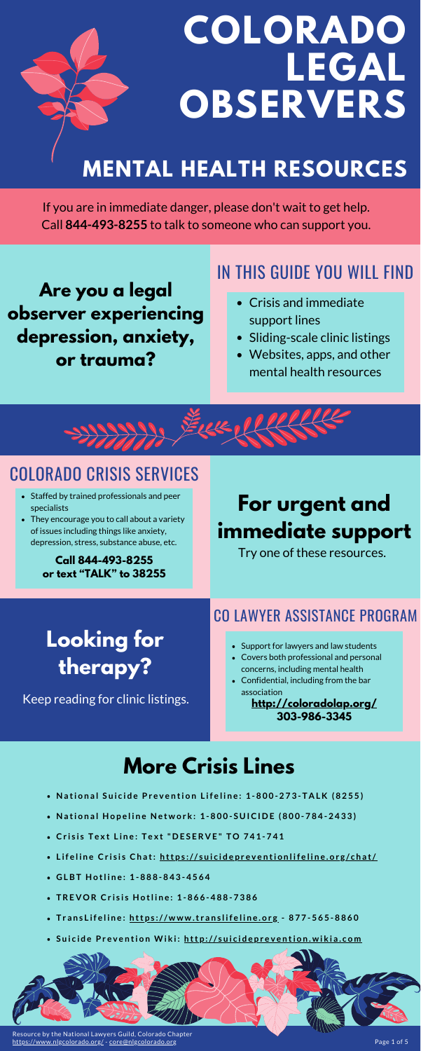# COLORADO LEGAL OBSERVERS

## MENTAL HEALTH RESOURCES

If you are in immediate danger, please don't wait to get help. Call **844-493-8255** to talk to someone who can support you.

**Are you a legal observer experiencing depression, anxiety, or trauma?**

## IN THIS GUIDE YOU WILL FIND

- Crisis and immediate support lines
- Sliding-scale clinic listings
- Websites, apps, and other mental health resources

## COLORADO CRISIS SERVICES

- Staffed by trained professionals and peer specialists
- They encourage you to call about a variety of issues including things like anxiety, depression, stress, substance abuse, etc.

**Call 844-493-8255 or text "TALK" to 38255**

## For urgent and immediate support

Try one of these resources.

## Looking for therapy?

Keep reading for clinic listings.

## CO LAWYER ASSISTANCE PROGRAM

- Support for lawyers and law students
- Covers both professional and personal concerns, including mental health
- Confidential, including from the bar association

**http://coloradolap.org/**
**303-986-3345**

## More Crisis Lines

- **National Suicide Prevention Lifeline: 1-800-273-TALK (8255)**
- **National Hopeline Network: 1-800-SUICIDE (800-784-2433)**
- **Crisis Text Line: Text "DESERVE" TO 741-741**
- **Lifeline Crisis Chat: https://suicidepreventionlifeline.org/chat/**
- **GLBT Hotline: 1-888-843-4564**
- **TREVOR Crisis Hotline: 1-866-488-7386**
- **TransLifeline: https://www.translifeline.org - 877-565-8860**
- **Suicide Prevention Wiki: http://suicideprevention.wikia.com**

Resource by the National Lawyers Guild, Colorado Chapter
https://www.nlgcolorado.org/ - core@nlgcolorado.org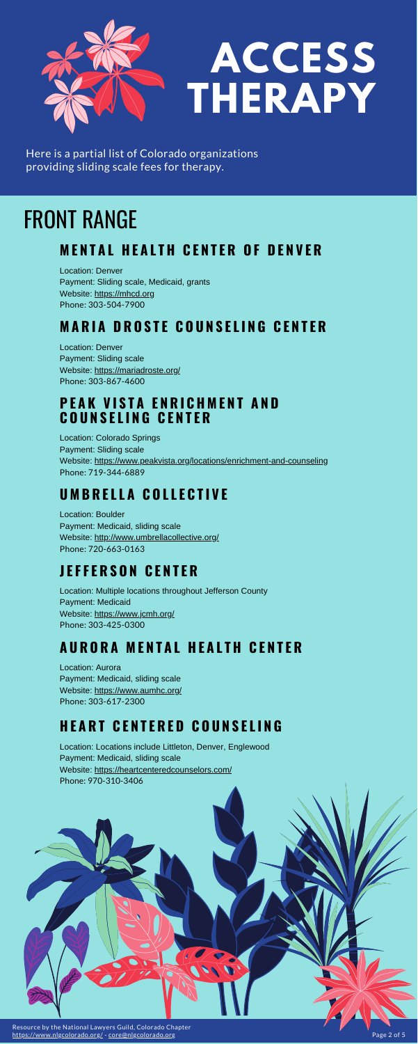# ACCESS THERAPY

Here is a partial list of Colorado organizations providing sliding scale fees for therapy.

# FRONT RANGE

## MENTAL HEALTH CENTER OF DENVER

Location: Denver
Payment: Sliding scale, Medicaid, grants
Website: https://mhcd.org
Phone: 303-504-7900

## MARIA DROSTE COUNSELING CENTER

Location: Denver
Payment: Sliding scale
Website: https://mariadroste.org/
Phone: 303-867-4600

## PEAK VISTA ENRICHMENT AND COUNSELING CENTER

Location: Colorado Springs
Payment: Sliding scale
Website: https://www.peakvista.org/locations/enrichment-and-counseling
Phone: 719-344-6889

## UMBRELLA COLLECTIVE

Location: Boulder
Payment: Medicaid, sliding scale
Website: http://www.umbrellacollective.org/
Phone: 720-663-0163

## JEFFERSON CENTER

Location: Multiple locations throughout Jefferson County
Payment: Medicaid
Website: https://www.jcmh.org/
Phone: 303-425-0300

## AURORA MENTAL HEALTH CENTER

Location: Aurora
Payment: Medicaid, sliding scale
Website: https://www.aumhc.org/
Phone: 303-617-2300

## HEART CENTERED COUNSELING

Location: Locations include Littleton, Denver, Englewood
Payment: Medicaid, sliding scale
Website: https://heartcenteredcounselors.com/
Phone: 970-310-3406

Resource by the National Lawyers Guild, Colorado Chapter
https://www.nlgcolorado.org/ - core@nlgcolorado.org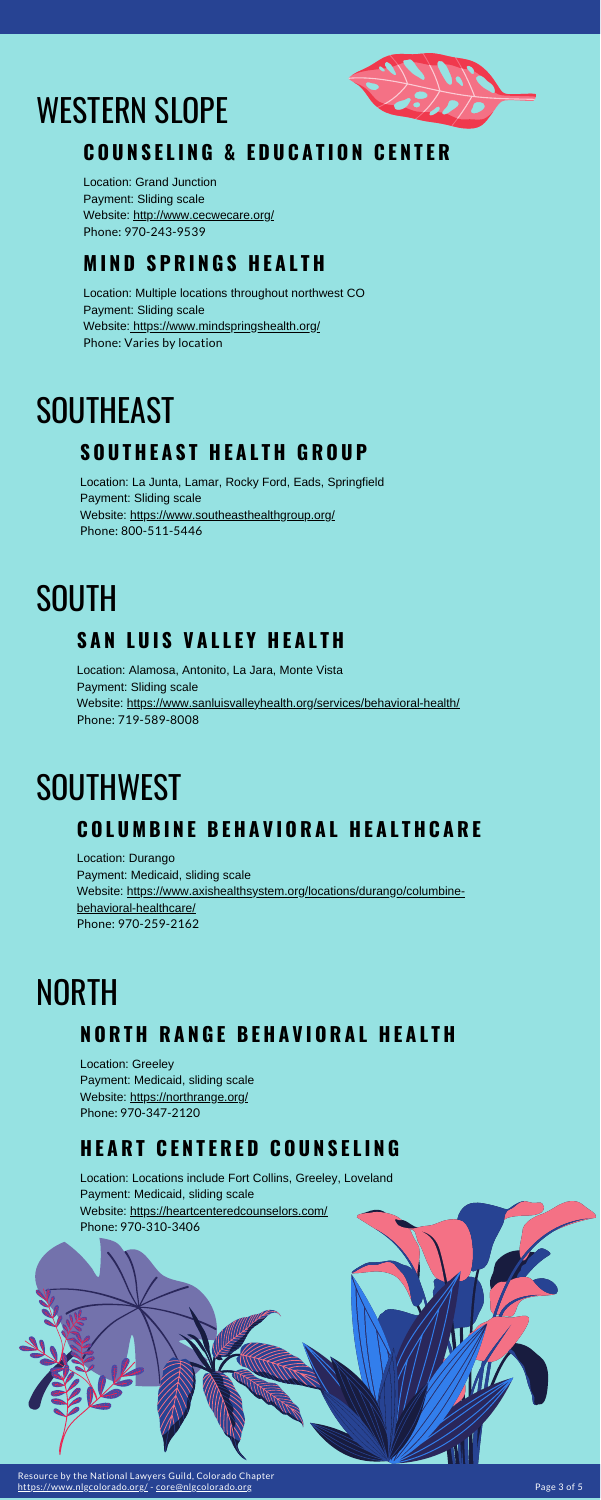# WESTERN SLOPE

## COUNSELING & EDUCATION CENTER

Location: Grand Junction
Payment: Sliding scale
Website: http://www.cecwecare.org/
Phone: 970-243-9539

## MIND SPRINGS HEALTH

Location: Multiple locations throughout northwest CO
Payment: Sliding scale
Website: https://www.mindspringshealth.org/
Phone: Varies by location

# SOUTHEAST

## SOUTHEAST HEALTH GROUP

Location: La Junta, Lamar, Rocky Ford, Eads, Springfield
Payment: Sliding scale
Website: https://www.southeasthealthgroup.org/
Phone: 800-511-5446

# SOUTH

## SAN LUIS VALLEY HEALTH

Location: Alamosa, Antonito, La Jara, Monte Vista
Payment: Sliding scale
Website: https://www.sanluisvalleyhealth.org/services/behavioral-health/
Phone: 719-589-8008

# SOUTHWEST

## COLUMBINE BEHAVIORAL HEALTHCARE

Location: Durango
Payment: Medicaid, sliding scale
Website: https://www.axishealthsystem.org/locations/durango/columbine-behavioral-healthcare/
Phone: 970-259-2162

# NORTH

## NORTH RANGE BEHAVIORAL HEALTH

Location: Greeley
Payment: Medicaid, sliding scale
Website: https://northrange.org/
Phone: 970-347-2120

## HEART CENTERED COUNSELING

Location: Locations include Fort Collins, Greeley, Loveland
Payment: Medicaid, sliding scale
Website: https://heartcenteredcounselors.com/
Phone: 970-310-3406

Resource by the National Lawyers Guild, Colorado Chapter
https://www.nlgcolorado.org/ - core@nlgcolorado.org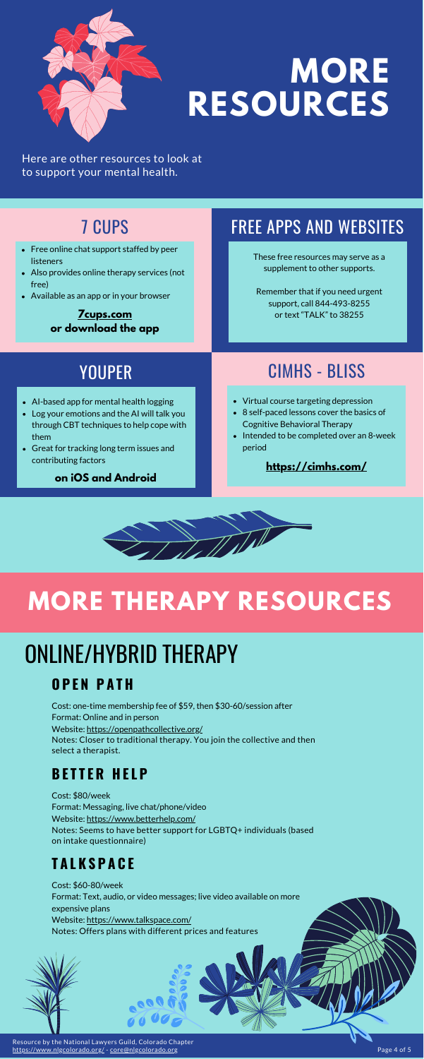# MORE RESOURCES

Here are other resources to look at to support your mental health.

## 7 CUPS

- Free online chat support staffed by peer listeners
- Also provides online therapy services (not free)
- Available as an app or in your browser

**7cups.com**
**or download the app**

## FREE APPS AND WEBSITES

These free resources may serve as a supplement to other supports.

Remember that if you need urgent support, call 844-493-8255 or text "TALK" to 38255

## YOUPER

- AI-based app for mental health logging
- Log your emotions and the AI will talk you through CBT techniques to help cope with them
- Great for tracking long term issues and contributing factors

**on iOS and Android**

## CIMHS - BLISS

- Virtual course targeting depression
- 8 self-paced lessons cover the basics of Cognitive Behavioral Therapy
- Intended to be completed over an 8-week period

**https://cimhs.com/**

# MORE THERAPY RESOURCES

## ONLINE/HYBRID THERAPY

### OPEN PATH

Cost: one-time membership fee of $59, then $30-60/session after
Format: Online and in person
Website: https://openpathcollective.org/
Notes: Closer to traditional therapy. You join the collective and then select a therapist.

### BETTER HELP

Cost: $80/week
Format: Messaging, live chat/phone/video
Website: https://www.betterhelp.com/
Notes: Seems to have better support for LGBTQ+ individuals (based on intake questionnaire)

### TALKSPACE

Cost: $60-80/week
Format: Text, audio, or video messages; live video available on more expensive plans
Website: https://www.talkspace.com/
Notes: Offers plans with different prices and features

Resource by the National Lawyers Guild, Colorado Chapter
https://www.nlgcolorado.org/ - core@nlgcolorado.org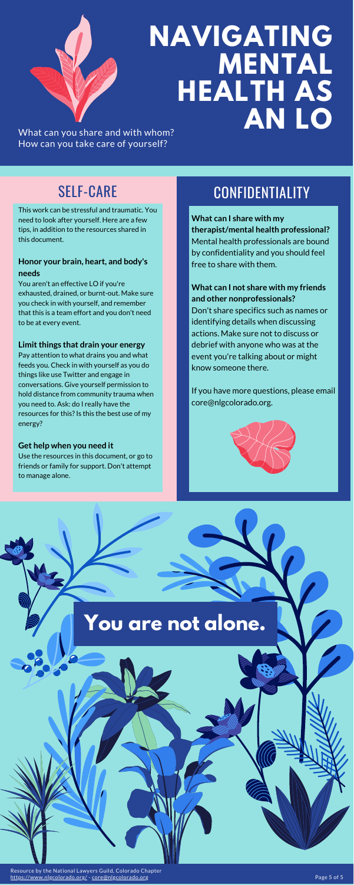# NAVIGATING MENTAL HEALTH AS AN LO

What can you share and with whom?
How can you take care of yourself?

## SELF-CARE

This work can be stressful and traumatic. You need to look after yourself. Here are a few tips, in addition to the resources shared in this document.

**Honor your brain, heart, and body's needs**

You aren't an effective LO if you're exhausted, drained, or burnt-out. Make sure you check in with yourself, and remember that this is a team effort and you don't need to be at every event.

**Limit things that drain your energy**

Pay attention to what drains you and what feeds you. Check in with yourself as you do things like use Twitter and engage in conversations. Give yourself permission to hold distance from community trauma when you need to. Ask: do I really have the resources for this? Is this the best use of my energy?

**Get help when you need it**

Use the resources in this document, or go to friends or family for support. Don't attempt to manage alone.

## CONFIDENTIALITY

**What can I share with my therapist/mental health professional?**
Mental health professionals are bound by confidentiality and you should feel free to share with them.

**What can I not share with my friends and other nonprofessionals?**
Don't share specifics such as names or identifying details when discussing actions. Make sure not to discuss or debrief with anyone who was at the event you're talking about or might know someone there.

If you have more questions, please email core@nlgcolorado.org.

# You are not alone.

Resource by the National Lawyers Guild, Colorado Chapter
https://www.nlgcolorado.org/ - core@nlgcolorado.org